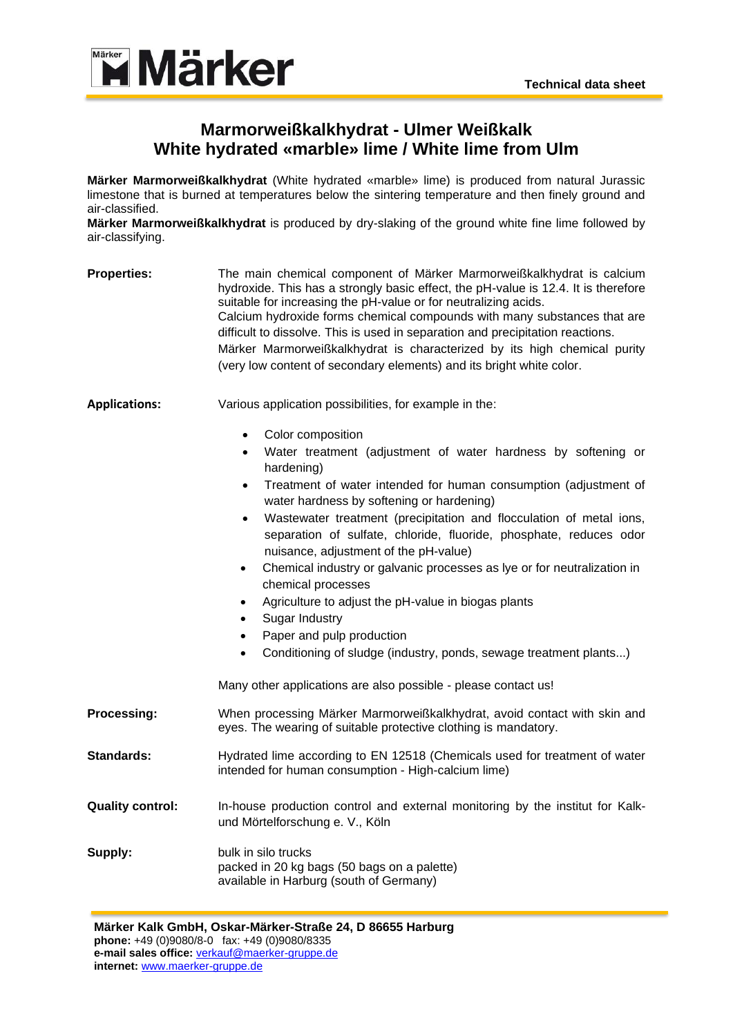Technical data sheet

# Marmorweißkalkhydrat - Ulmer Weißkalk
# White hydrated «marble» lime / White lime from Ulm

**Märker Marmorweißkalkhydrat** (White hydrated «marble» lime) is produced from natural Jurassic limestone that is burned at temperatures below the sintering temperature and then finely ground and air-classified.
**Märker Marmorweißkalkhydrat** is produced by dry-slaking of the ground white fine lime followed by air-classifying.

**Properties:**

The main chemical component of Märker Marmorweißkalkhydrat is calcium hydroxide. This has a strongly basic effect, the pH-value is 12.4. It is therefore suitable for increasing the pH-value or for neutralizing acids.
Calcium hydroxide forms chemical compounds with many substances that are difficult to dissolve. This is used in separation and precipitation reactions.
Märker Marmorweißkalkhydrat is characterized by its high chemical purity (very low content of secondary elements) and its bright white color.

**Applications:**

Various application possibilities, for example in the:

- Color composition
- Water treatment (adjustment of water hardness by softening or hardening)
- Treatment of water intended for human consumption (adjustment of water hardness by softening or hardening)
- Wastewater treatment (precipitation and flocculation of metal ions, separation of sulfate, chloride, fluoride, phosphate, reduces odor nuisance, adjustment of the pH-value)
- Chemical industry or galvanic processes as lye or for neutralization in chemical processes
- Agriculture to adjust the pH-value in biogas plants
- Sugar Industry
- Paper and pulp production
- Conditioning of sludge (industry, ponds, sewage treatment plants...)

Many other applications are also possible - please contact us!

**Processing:**

When processing Märker Marmorweißkalkhydrat, avoid contact with skin and eyes. The wearing of suitable protective clothing is mandatory.

**Standards:**

Hydrated lime according to EN 12518 (Chemicals used for treatment of water intended for human consumption - High-calcium lime)

**Quality control:**

In-house production control and external monitoring by the institut for Kalk- und Mörtelforschung e. V., Köln

**Supply:**

bulk in silo trucks
packed in 20 kg bags (50 bags on a palette)
available in Harburg (south of Germany)

**Märker Kalk GmbH, Oskar-Märker-Straße 24, D 86655 Harburg**
**phone:** +49 (0)9080/8-0 fax: +49 (0)9080/8335
**e-mail sales office:** verkauf@maerker-gruppe.de
**internet:** www.maerker-gruppe.de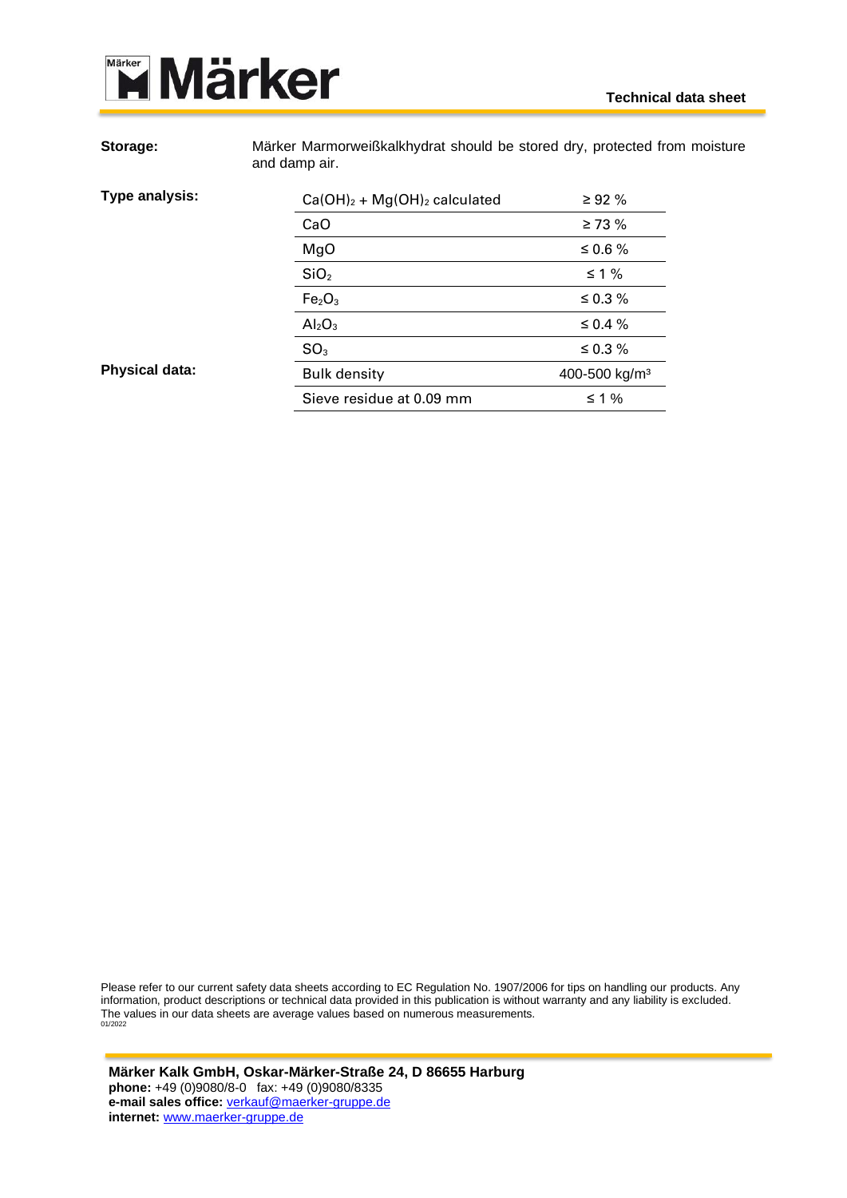**Storage:** Märker Marmorweißkalkhydrat should be stored dry, protected from moisture and damp air.

**Type analysis:**

| | |
|---|---|
| $Ca(OH)_2 + Mg(OH)_2$ calculated | ≥ 92 % |
| $CaO$ | ≥ 73 % |
| $MgO$ | ≤ 0.6 % |
| $SiO_2$ | ≤ 1 % |
| $Fe_2O_3$ | ≤ 0.3 % |
| $Al_2O_3$ | ≤ 0.4 % |
| $SO_3$ | ≤ 0.3 % |

**Physical data:**

| | |
|---|---|
| Bulk density | 400-500 $kg/m^3$ |
| Sieve residue at 0.09 mm | ≤ 1 % |

Please refer to our current safety data sheets according to EC Regulation No. 1907/2006 for tips on handling our products. Any information, product descriptions or technical data provided in this publication is without warranty and any liability is excluded. The values in our data sheets are average values based on numerous measurements.

01/2022

**Märker Kalk GmbH, Oskar-Märker-Straße 24, D 86655 Harburg**
**phone:** +49 (0)9080/8-0 fax: +49 (0)9080/8335
**e-mail sales office:** verkauf@maerker-gruppe.de
**internet:** www.maerker-gruppe.de